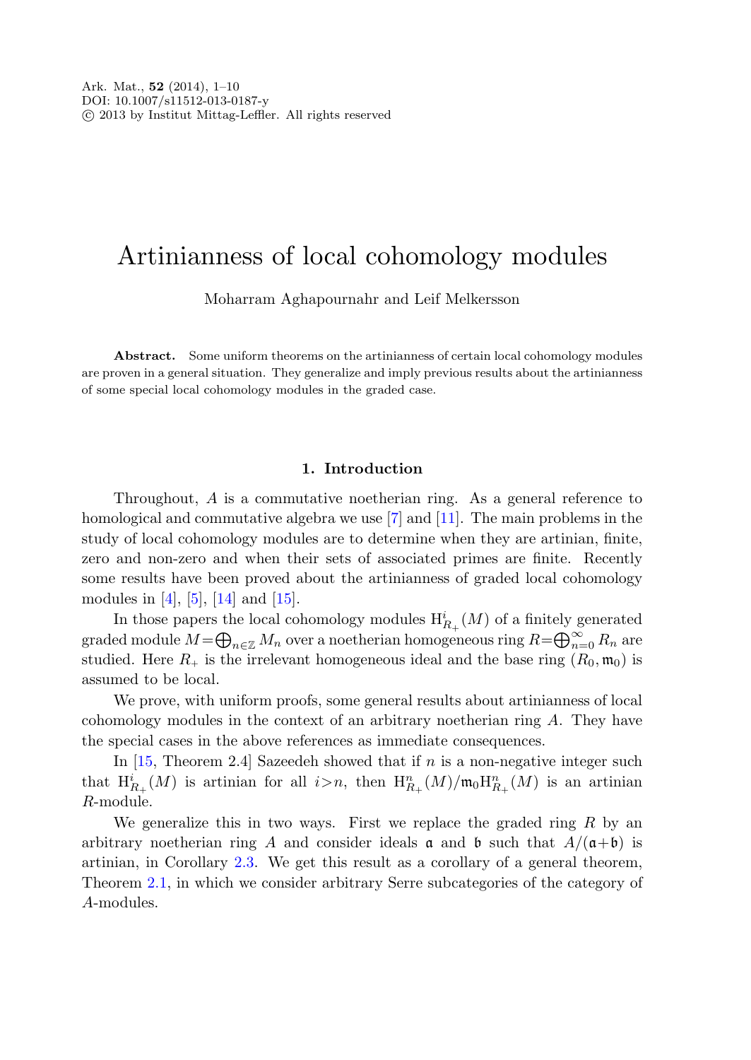# Artinianness of local cohomology modules

Moharram Aghapournahr and Leif Melkersson

**Abstract.** Some uniform theorems on the artinianness of certain local cohomology modules are proven in a general situation. They generalize and imply previous results about the artinianness of some special local cohomology modules in the graded case.

## 1. Introduction

Throughout, $A$ is a commutative noetherian ring. As a general reference to homological and commutative algebra we use [7] and [11]. The main problems in the study of local cohomology modules are to determine when they are artinian, finite, zero and non-zero and when their sets of associated primes are finite. Recently some results have been proved about the artinianness of graded local cohomology modules in [4], [5], [14] and [15].

In those papers the local cohomology modules $\mathrm{H}^i_{R_+}(M)$ of a finitely generated graded module $M=\bigoplus_{n\in\mathbb{Z}} M_n$ over a noetherian homogeneous ring $R=\bigoplus_{n=0}^{\infty} R_n$ are studied. Here $R_+$ is the irrelevant homogeneous ideal and the base ring $(R_0,\mathfrak{m}_0)$ is assumed to be local.

We prove, with uniform proofs, some general results about artinianness of local cohomology modules in the context of an arbitrary noetherian ring $A$. They have the special cases in the above references as immediate consequences.

In [15, Theorem 2.4] Sazeedeh showed that if $n$ is a non-negative integer such that $\mathrm{H}^i_{R_+}(M)$ is artinian for all $i>n$, then $\mathrm{H}^n_{R_+}(M)/\mathfrak{m}_0\mathrm{H}^n_{R_+}(M)$ is an artinian $R$-module.

We generalize this in two ways. First we replace the graded ring $R$ by an arbitrary noetherian ring $A$ and consider ideals $\mathfrak{a}$ and $\mathfrak{b}$ such that $A/(\mathfrak{a}+\mathfrak{b})$ is artinian, in Corollary 2.3. We get this result as a corollary of a general theorem, Theorem 2.1, in which we consider arbitrary Serre subcategories of the category of $A$-modules.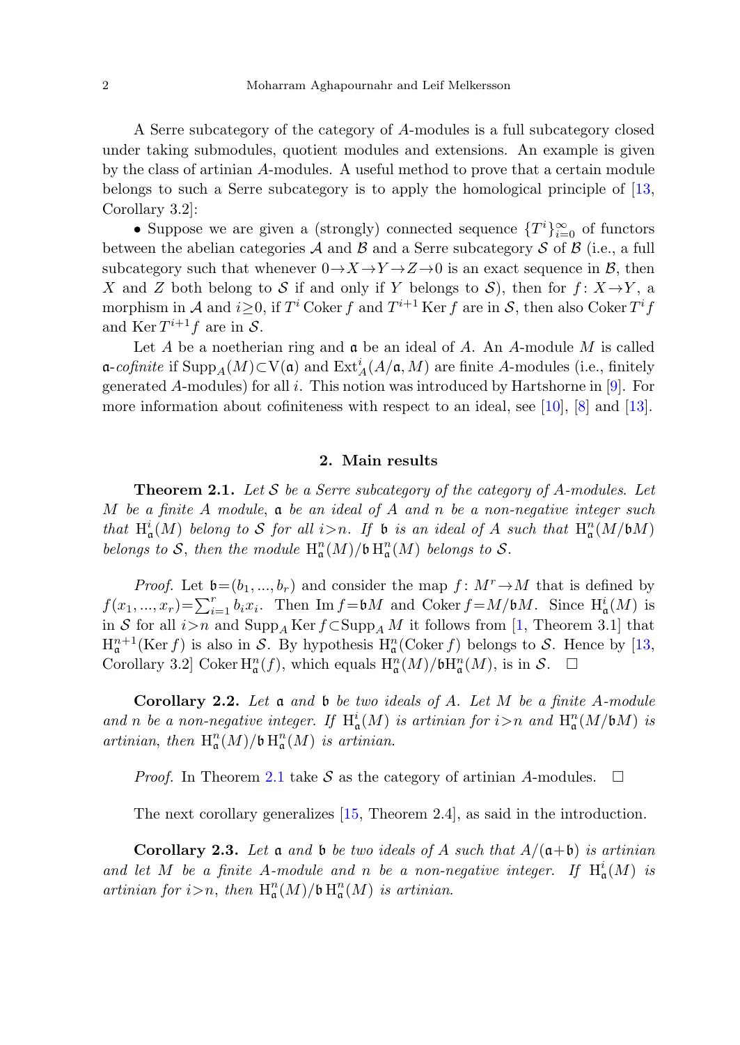A Serre subcategory of the category of $A$-modules is a full subcategory closed under taking submodules, quotient modules and extensions. An example is given by the class of artinian $A$-modules. A useful method to prove that a certain module belongs to such a Serre subcategory is to apply the homological principle of [13, Corollary 3.2]:

• Suppose we are given a (strongly) connected sequence $\{T^i\}_{i=0}^{\infty}$ of functors between the abelian categories $\mathcal{A}$ and $\mathcal{B}$ and a Serre subcategory $\mathcal{S}$ of $\mathcal{B}$ (i.e., a full subcategory such that whenever $0 \to X \to Y \to Z \to 0$ is an exact sequence in $\mathcal{B}$, then $X$ and $Z$ both belong to $\mathcal{S}$ if and only if $Y$ belongs to $\mathcal{S}$), then for $f\colon X \to Y$, a morphism in $\mathcal{A}$ and $i \geq 0$, if $T^i \operatorname{Coker} f$ and $T^{i+1} \operatorname{Ker} f$ are in $\mathcal{S}$, then also $\operatorname{Coker} T^i f$ and $\operatorname{Ker} T^{i+1} f$ are in $\mathcal{S}$.

Let $A$ be a noetherian ring and $\mathfrak{a}$ be an ideal of $A$. An $A$-module $M$ is called $\mathfrak{a}$-*cofinite* if $\operatorname{Supp}_A(M) \subset \operatorname{V}(\mathfrak{a})$ and $\operatorname{Ext}_A^i(A/\mathfrak{a}, M)$ are finite $A$-modules (i.e., finitely generated $A$-modules) for all $i$. This notion was introduced by Hartshorne in [9]. For more information about cofiniteness with respect to an ideal, see [10], [8] and [13].

## 2. Main results

**Theorem 2.1.** *Let $\mathcal{S}$ be a Serre subcategory of the category of $A$-modules. Let $M$ be a finite $A$ module, $\mathfrak{a}$ be an ideal of $A$ and $n$ be a non-negative integer such that $\operatorname{H}_{\mathfrak{a}}^i(M)$ belong to $\mathcal{S}$ for all $i > n$. If $\mathfrak{b}$ is an ideal of $A$ such that $\operatorname{H}_{\mathfrak{a}}^n(M/\mathfrak{b}M)$ belongs to $\mathcal{S}$, then the module $\operatorname{H}_{\mathfrak{a}}^n(M)/\mathfrak{b}\operatorname{H}_{\mathfrak{a}}^n(M)$ belongs to $\mathcal{S}$.*

*Proof.* Let $\mathfrak{b} = (b_1, \ldots, b_r)$ and consider the map $f\colon M^r \to M$ that is defined by $f(x_1, \ldots, x_r) = \sum_{i=1}^{r} b_i x_i$. Then $\operatorname{Im} f = \mathfrak{b}M$ and $\operatorname{Coker} f = M/\mathfrak{b}M$. Since $\operatorname{H}_{\mathfrak{a}}^i(M)$ is in $\mathcal{S}$ for all $i > n$ and $\operatorname{Supp}_A \operatorname{Ker} f \subset \operatorname{Supp}_A M$ it follows from [1, Theorem 3.1] that $\operatorname{H}_{\mathfrak{a}}^{n+1}(\operatorname{Ker} f)$ is also in $\mathcal{S}$. By hypothesis $\operatorname{H}_{\mathfrak{a}}^n(\operatorname{Coker} f)$ belongs to $\mathcal{S}$. Hence by [13, Corollary 3.2] $\operatorname{Coker} \operatorname{H}_{\mathfrak{a}}^n(f)$, which equals $\operatorname{H}_{\mathfrak{a}}^n(M)/\mathfrak{b}\operatorname{H}_{\mathfrak{a}}^n(M)$, is in $\mathcal{S}$. □

**Corollary 2.2.** *Let $\mathfrak{a}$ and $\mathfrak{b}$ be two ideals of $A$. Let $M$ be a finite $A$-module and $n$ be a non-negative integer. If $\operatorname{H}_{\mathfrak{a}}^i(M)$ is artinian for $i > n$ and $\operatorname{H}_{\mathfrak{a}}^n(M/\mathfrak{b}M)$ is artinian, then $\operatorname{H}_{\mathfrak{a}}^n(M)/\mathfrak{b}\operatorname{H}_{\mathfrak{a}}^n(M)$ is artinian.*

*Proof.* In Theorem 2.1 take $\mathcal{S}$ as the category of artinian $A$-modules. □

The next corollary generalizes [15, Theorem 2.4], as said in the introduction.

**Corollary 2.3.** *Let $\mathfrak{a}$ and $\mathfrak{b}$ be two ideals of $A$ such that $A/(\mathfrak{a}+\mathfrak{b})$ is artinian and let $M$ be a finite $A$-module and $n$ be a non-negative integer. If $\operatorname{H}_{\mathfrak{a}}^i(M)$ is artinian for $i > n$, then $\operatorname{H}_{\mathfrak{a}}^n(M)/\mathfrak{b}\operatorname{H}_{\mathfrak{a}}^n(M)$ is artinian.*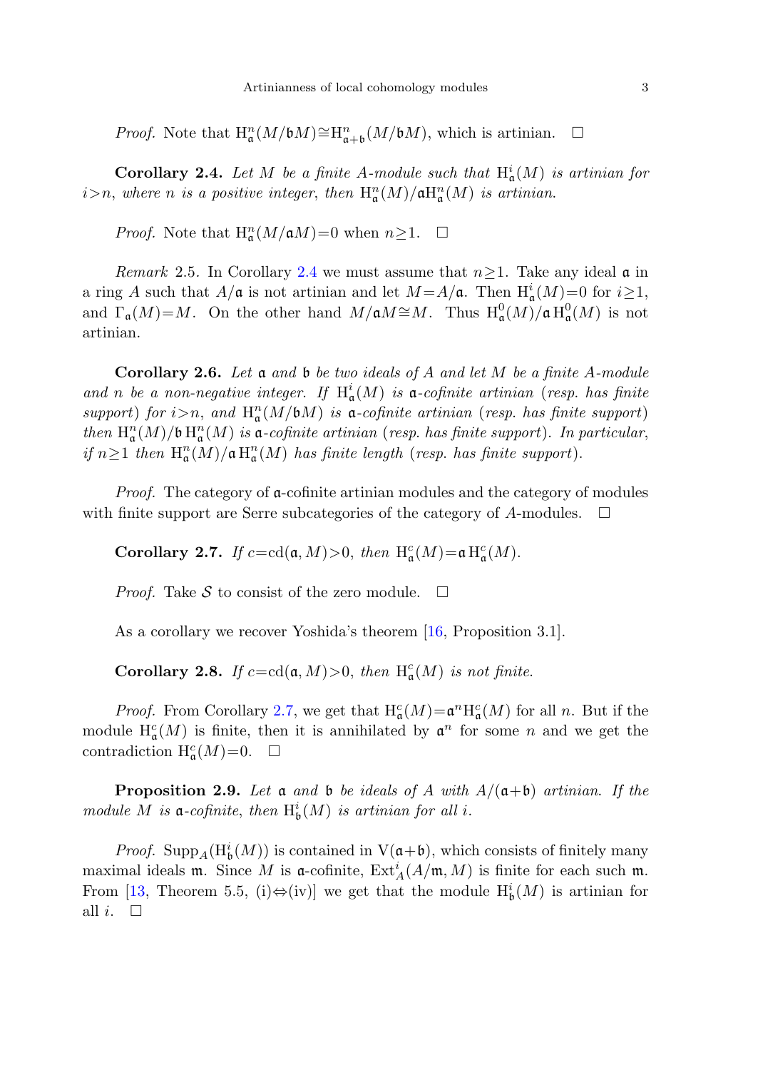*Proof.* Note that $\mathrm{H}^n_{\mathfrak{a}}(M/\mathfrak{b}M) \cong \mathrm{H}^n_{\mathfrak{a}+\mathfrak{b}}(M/\mathfrak{b}M)$, which is artinian. $\square$

**Corollary 2.4.** *Let $M$ be a finite $A$-module such that $\mathrm{H}^i_{\mathfrak{a}}(M)$ is artinian for $i>n$, where $n$ is a positive integer, then $\mathrm{H}^n_{\mathfrak{a}}(M)/\mathfrak{a}\mathrm{H}^n_{\mathfrak{a}}(M)$ is artinian.*

*Proof.* Note that $\mathrm{H}^n_{\mathfrak{a}}(M/\mathfrak{a}M)=0$ when $n \geq 1$. $\square$

*Remark* 2.5. In Corollary 2.4 we must assume that $n \geq 1$. Take any ideal $\mathfrak{a}$ in a ring $A$ such that $A/\mathfrak{a}$ is not artinian and let $M=A/\mathfrak{a}$. Then $\mathrm{H}^i_{\mathfrak{a}}(M)=0$ for $i \geq 1$, and $\Gamma_{\mathfrak{a}}(M)=M$. On the other hand $M/\mathfrak{a}M \cong M$. Thus $\mathrm{H}^0_{\mathfrak{a}}(M)/\mathfrak{a}\,\mathrm{H}^0_{\mathfrak{a}}(M)$ is not artinian.

**Corollary 2.6.** *Let $\mathfrak{a}$ and $\mathfrak{b}$ be two ideals of $A$ and let $M$ be a finite $A$-module and $n$ be a non-negative integer. If $\mathrm{H}^i_{\mathfrak{a}}(M)$ is $\mathfrak{a}$-cofinite artinian (resp. has finite support) for $i>n$, and $\mathrm{H}^n_{\mathfrak{a}}(M/\mathfrak{b}M)$ is $\mathfrak{a}$-cofinite artinian (resp. has finite support) then $\mathrm{H}^n_{\mathfrak{a}}(M)/\mathfrak{b}\,\mathrm{H}^n_{\mathfrak{a}}(M)$ is $\mathfrak{a}$-cofinite artinian (resp. has finite support). In particular, if $n \geq 1$ then $\mathrm{H}^n_{\mathfrak{a}}(M)/\mathfrak{a}\,\mathrm{H}^n_{\mathfrak{a}}(M)$ has finite length (resp. has finite support).*

*Proof.* The category of $\mathfrak{a}$-cofinite artinian modules and the category of modules with finite support are Serre subcategories of the category of $A$-modules. $\square$

**Corollary 2.7.** *If $c=\mathrm{cd}(\mathfrak{a},M)>0$, then $\mathrm{H}^c_{\mathfrak{a}}(M)=\mathfrak{a}\,\mathrm{H}^c_{\mathfrak{a}}(M)$.*

*Proof.* Take $\mathcal{S}$ to consist of the zero module. $\square$

As a corollary we recover Yoshida's theorem [16, Proposition 3.1].

**Corollary 2.8.** *If $c=\mathrm{cd}(\mathfrak{a},M)>0$, then $\mathrm{H}^c_{\mathfrak{a}}(M)$ is not finite.*

*Proof.* From Corollary 2.7, we get that $\mathrm{H}^c_{\mathfrak{a}}(M)=\mathfrak{a}^n\mathrm{H}^c_{\mathfrak{a}}(M)$ for all $n$. But if the module $\mathrm{H}^c_{\mathfrak{a}}(M)$ is finite, then it is annihilated by $\mathfrak{a}^n$ for some $n$ and we get the contradiction $\mathrm{H}^c_{\mathfrak{a}}(M)=0$. $\square$

**Proposition 2.9.** *Let $\mathfrak{a}$ and $\mathfrak{b}$ be ideals of $A$ with $A/(\mathfrak{a}+\mathfrak{b})$ artinian. If the module $M$ is $\mathfrak{a}$-cofinite, then $\mathrm{H}^i_{\mathfrak{b}}(M)$ is artinian for all $i$.*

*Proof.* $\mathrm{Supp}_A(\mathrm{H}^i_{\mathfrak{b}}(M))$ is contained in $\mathrm{V}(\mathfrak{a}+\mathfrak{b})$, which consists of finitely many maximal ideals $\mathfrak{m}$. Since $M$ is $\mathfrak{a}$-cofinite, $\mathrm{Ext}^i_A(A/\mathfrak{m},M)$ is finite for each such $\mathfrak{m}$. From [13, Theorem 5.5, (i)$\Leftrightarrow$(iv)] we get that the module $\mathrm{H}^i_{\mathfrak{b}}(M)$ is artinian for all $i$. $\square$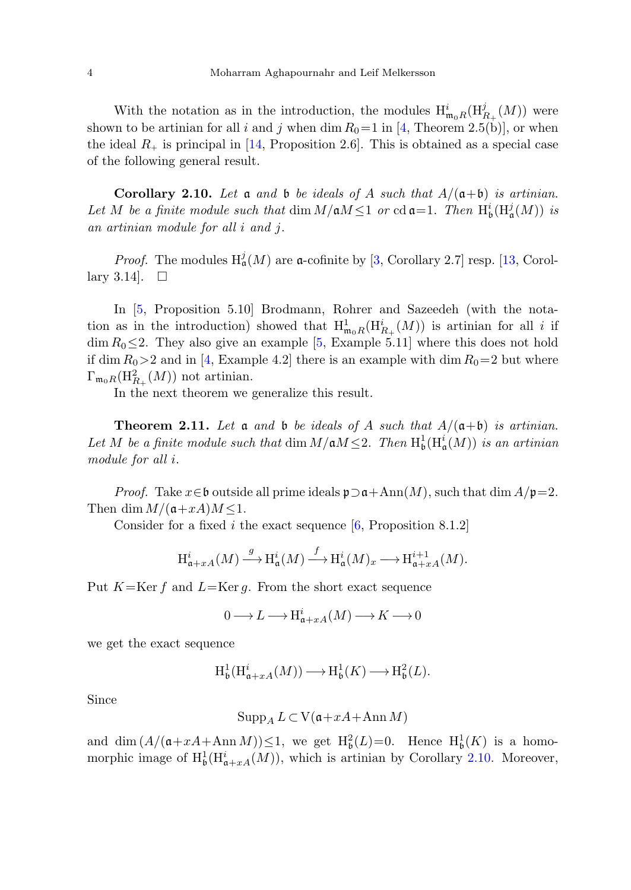With the notation as in the introduction, the modules $\mathrm{H}^i_{\mathfrak{m}_0 R}(\mathrm{H}^j_{R_+}(M))$ were shown to be artinian for all $i$ and $j$ when $\dim R_0 = 1$ in [4, Theorem 2.5(b)], or when the ideal $R_+$ is principal in [14, Proposition 2.6]. This is obtained as a special case of the following general result.

**Corollary 2.10.** *Let $\mathfrak{a}$ and $\mathfrak{b}$ be ideals of $A$ such that $A/(\mathfrak{a}+\mathfrak{b})$ is artinian. Let $M$ be a finite module such that $\dim M/\mathfrak{a}M \leq 1$ or $\operatorname{cd} \mathfrak{a} = 1$. Then $\mathrm{H}^i_{\mathfrak{b}}(\mathrm{H}^j_{\mathfrak{a}}(M))$ is an artinian module for all $i$ and $j$.*

*Proof.* The modules $\mathrm{H}^j_{\mathfrak{a}}(M)$ are $\mathfrak{a}$-cofinite by [3, Corollary 2.7] resp. [13, Corollary 3.14]. □

In [5, Proposition 5.10] Brodmann, Rohrer and Sazeedeh (with the notation as in the introduction) showed that $\mathrm{H}^1_{\mathfrak{m}_0 R}(\mathrm{H}^i_{R_+}(M))$ is artinian for all $i$ if $\dim R_0 \leq 2$. They also give an example [5, Example 5.11] where this does not hold if $\dim R_0 > 2$ and in [4, Example 4.2] there is an example with $\dim R_0 = 2$ but where $\Gamma_{\mathfrak{m}_0 R}(\mathrm{H}^2_{R_+}(M))$ not artinian.

In the next theorem we generalize this result.

**Theorem 2.11.** *Let $\mathfrak{a}$ and $\mathfrak{b}$ be ideals of $A$ such that $A/(\mathfrak{a}+\mathfrak{b})$ is artinian. Let $M$ be a finite module such that $\dim M/\mathfrak{a}M \leq 2$. Then $\mathrm{H}^1_{\mathfrak{b}}(\mathrm{H}^i_{\mathfrak{a}}(M))$ is an artinian module for all $i$.*

*Proof.* Take $x \in \mathfrak{b}$ outside all prime ideals $\mathfrak{p} \supset \mathfrak{a} + \operatorname{Ann}(M)$, such that $\dim A/\mathfrak{p} = 2$. Then $\dim M/(\mathfrak{a}+xA)M \leq 1$.

Consider for a fixed $i$ the exact sequence [6, Proposition 8.1.2]

$$\mathrm{H}^i_{\mathfrak{a}+xA}(M) \xrightarrow{g} \mathrm{H}^i_{\mathfrak{a}}(M) \xrightarrow{f} \mathrm{H}^i_{\mathfrak{a}}(M)_x \longrightarrow \mathrm{H}^{i+1}_{\mathfrak{a}+xA}(M).$$

Put $K = \operatorname{Ker} f$ and $L = \operatorname{Ker} g$. From the short exact sequence

$$0 \longrightarrow L \longrightarrow \mathrm{H}^i_{\mathfrak{a}+xA}(M) \longrightarrow K \longrightarrow 0$$

we get the exact sequence

$$\mathrm{H}^1_{\mathfrak{b}}(\mathrm{H}^i_{\mathfrak{a}+xA}(M)) \longrightarrow \mathrm{H}^1_{\mathfrak{b}}(K) \longrightarrow \mathrm{H}^2_{\mathfrak{b}}(L).$$

Since

$$\operatorname{Supp}_A L \subset \mathrm{V}(\mathfrak{a}+xA+\operatorname{Ann} M)$$

and $\dim (A/(\mathfrak{a}+xA+\operatorname{Ann} M)) \leq 1$, we get $\mathrm{H}^2_{\mathfrak{b}}(L) = 0$. Hence $\mathrm{H}^1_{\mathfrak{b}}(K)$ is a homomorphic image of $\mathrm{H}^1_{\mathfrak{b}}(\mathrm{H}^i_{\mathfrak{a}+xA}(M))$, which is artinian by Corollary 2.10. Moreover,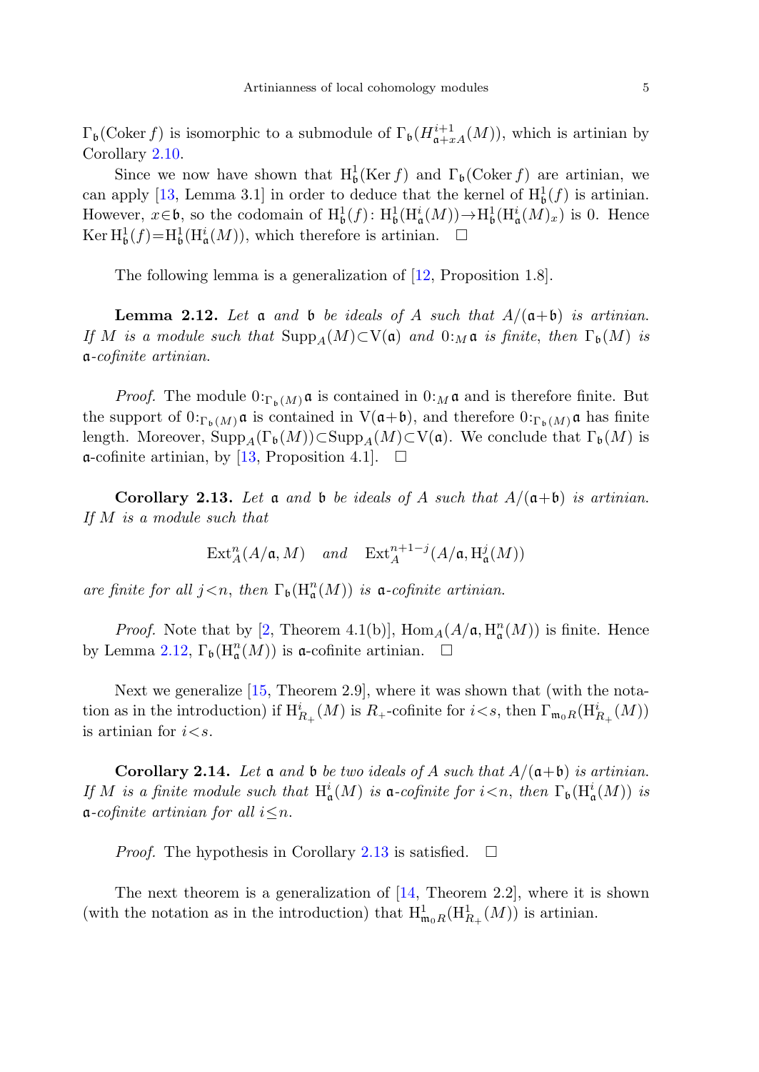$\Gamma_{\mathfrak{b}}(\operatorname{Coker} f)$ is isomorphic to a submodule of $\Gamma_{\mathfrak{b}}(H^{i+1}_{\mathfrak{a}+xA}(M))$, which is artinian by Corollary 2.10.

Since we now have shown that $\mathrm{H}^1_{\mathfrak{b}}(\operatorname{Ker} f)$ and $\Gamma_{\mathfrak{b}}(\operatorname{Coker} f)$ are artinian, we can apply [13, Lemma 3.1] in order to deduce that the kernel of $\mathrm{H}^1_{\mathfrak{b}}(f)$ is artinian. However, $x \in \mathfrak{b}$, so the codomain of $\mathrm{H}^1_{\mathfrak{b}}(f)\colon \mathrm{H}^1_{\mathfrak{b}}(\mathrm{H}^i_{\mathfrak{a}}(M)) \to \mathrm{H}^1_{\mathfrak{b}}(\mathrm{H}^i_{\mathfrak{a}}(M)_x)$ is 0. Hence $\operatorname{Ker} \mathrm{H}^1_{\mathfrak{b}}(f) = \mathrm{H}^1_{\mathfrak{b}}(\mathrm{H}^i_{\mathfrak{a}}(M))$, which therefore is artinian. $\square$

The following lemma is a generalization of [12, Proposition 1.8].

**Lemma 2.12.** *Let $\mathfrak{a}$ and $\mathfrak{b}$ be ideals of $A$ such that $A/(\mathfrak{a}+\mathfrak{b})$ is artinian. If $M$ is a module such that $\operatorname{Supp}_A(M) \subset \mathrm{V}(\mathfrak{a})$ and $0:_M \mathfrak{a}$ is finite, then $\Gamma_{\mathfrak{b}}(M)$ is $\mathfrak{a}$-cofinite artinian.*

*Proof.* The module $0:_{\Gamma_{\mathfrak{b}}(M)} \mathfrak{a}$ is contained in $0:_M \mathfrak{a}$ and is therefore finite. But the support of $0:_{\Gamma_{\mathfrak{b}}(M)} \mathfrak{a}$ is contained in $\mathrm{V}(\mathfrak{a}+\mathfrak{b})$, and therefore $0:_{\Gamma_{\mathfrak{b}}(M)} \mathfrak{a}$ has finite length. Moreover, $\operatorname{Supp}_A(\Gamma_{\mathfrak{b}}(M)) \subset \operatorname{Supp}_A(M) \subset \mathrm{V}(\mathfrak{a})$. We conclude that $\Gamma_{\mathfrak{b}}(M)$ is $\mathfrak{a}$-cofinite artinian, by [13, Proposition 4.1]. $\square$

**Corollary 2.13.** *Let $\mathfrak{a}$ and $\mathfrak{b}$ be ideals of $A$ such that $A/(\mathfrak{a}+\mathfrak{b})$ is artinian. If $M$ is a module such that*

$$\operatorname{Ext}^n_A(A/\mathfrak{a}, M) \quad \text{and} \quad \operatorname{Ext}^{n+1-j}_A(A/\mathfrak{a}, \mathrm{H}^j_{\mathfrak{a}}(M))$$

*are finite for all $j<n$, then $\Gamma_{\mathfrak{b}}(\mathrm{H}^n_{\mathfrak{a}}(M))$ is $\mathfrak{a}$-cofinite artinian.*

*Proof.* Note that by [2, Theorem 4.1(b)], $\operatorname{Hom}_A(A/\mathfrak{a}, \mathrm{H}^n_{\mathfrak{a}}(M))$ is finite. Hence by Lemma 2.12, $\Gamma_{\mathfrak{b}}(\mathrm{H}^n_{\mathfrak{a}}(M))$ is $\mathfrak{a}$-cofinite artinian. $\square$

Next we generalize [15, Theorem 2.9], where it was shown that (with the notation as in the introduction) if $\mathrm{H}^i_{R_+}(M)$ is $R_+$-cofinite for $i<s$, then $\Gamma_{\mathfrak{m}_0 R}(\mathrm{H}^i_{R_+}(M))$ is artinian for $i<s$.

**Corollary 2.14.** *Let $\mathfrak{a}$ and $\mathfrak{b}$ be two ideals of $A$ such that $A/(\mathfrak{a}+\mathfrak{b})$ is artinian. If $M$ is a finite module such that $\mathrm{H}^i_{\mathfrak{a}}(M)$ is $\mathfrak{a}$-cofinite for $i<n$, then $\Gamma_{\mathfrak{b}}(\mathrm{H}^i_{\mathfrak{a}}(M))$ is $\mathfrak{a}$-cofinite artinian for all $i \le n$.*

*Proof.* The hypothesis in Corollary 2.13 is satisfied. $\square$

The next theorem is a generalization of [14, Theorem 2.2], where it is shown (with the notation as in the introduction) that $\mathrm{H}^1_{\mathfrak{m}_0 R}(\mathrm{H}^1_{R_+}(M))$ is artinian.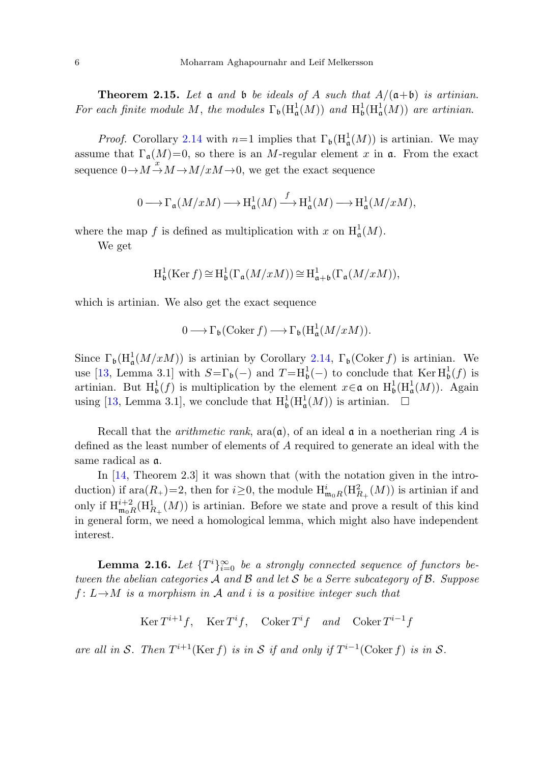**Theorem 2.15.** *Let $\mathfrak{a}$ and $\mathfrak{b}$ be ideals of $A$ such that $A/(\mathfrak{a}+\mathfrak{b})$ is artinian. For each finite module $M$, the modules $\Gamma_{\mathfrak{b}}(\mathrm{H}^1_{\mathfrak{a}}(M))$ and $\mathrm{H}^1_{\mathfrak{b}}(\mathrm{H}^1_{\mathfrak{a}}(M))$ are artinian.*

*Proof.* Corollary 2.14 with $n=1$ implies that $\Gamma_{\mathfrak{b}}(\mathrm{H}^1_{\mathfrak{a}}(M))$ is artinian. We may assume that $\Gamma_{\mathfrak{a}}(M)=0$, so there is an $M$-regular element $x$ in $\mathfrak{a}$. From the exact sequence $0\to M\xrightarrow{x} M\to M/xM\to 0$, we get the exact sequence

$$0\longrightarrow \Gamma_{\mathfrak{a}}(M/xM)\longrightarrow \mathrm{H}^1_{\mathfrak{a}}(M)\xrightarrow{\ f\ }\mathrm{H}^1_{\mathfrak{a}}(M)\longrightarrow \mathrm{H}^1_{\mathfrak{a}}(M/xM),$$

where the map $f$ is defined as multiplication with $x$ on $\mathrm{H}^1_{\mathfrak{a}}(M)$.

We get

$$\mathrm{H}^1_{\mathfrak{b}}(\operatorname{Ker} f)\cong \mathrm{H}^1_{\mathfrak{b}}(\Gamma_{\mathfrak{a}}(M/xM))\cong \mathrm{H}^1_{\mathfrak{a}+\mathfrak{b}}(\Gamma_{\mathfrak{a}}(M/xM)),$$

which is artinian. We also get the exact sequence

$$0\longrightarrow \Gamma_{\mathfrak{b}}(\operatorname{Coker} f)\longrightarrow \Gamma_{\mathfrak{b}}(\mathrm{H}^1_{\mathfrak{a}}(M/xM)).$$

Since $\Gamma_{\mathfrak{b}}(\mathrm{H}^1_{\mathfrak{a}}(M/xM))$ is artinian by Corollary 2.14, $\Gamma_{\mathfrak{b}}(\operatorname{Coker} f)$ is artinian. We use [13, Lemma 3.1] with $S=\Gamma_{\mathfrak{b}}(-)$ and $T=\mathrm{H}^1_{\mathfrak{b}}(-)$ to conclude that $\operatorname{Ker}\mathrm{H}^1_{\mathfrak{b}}(f)$ is artinian. But $\mathrm{H}^1_{\mathfrak{b}}(f)$ is multiplication by the element $x\in\mathfrak{a}$ on $\mathrm{H}^1_{\mathfrak{b}}(\mathrm{H}^1_{\mathfrak{a}}(M))$. Again using [13, Lemma 3.1], we conclude that $\mathrm{H}^1_{\mathfrak{b}}(\mathrm{H}^1_{\mathfrak{a}}(M))$ is artinian. □

Recall that the *arithmetic rank*, $\operatorname{ara}(\mathfrak{a})$, of an ideal $\mathfrak{a}$ in a noetherian ring $A$ is defined as the least number of elements of $A$ required to generate an ideal with the same radical as $\mathfrak{a}$.

In [14, Theorem 2.3] it was shown that (with the notation given in the introduction) if $\operatorname{ara}(R_+)=2$, then for $i\geq 0$, the module $\mathrm{H}^i_{\mathfrak{m}_0R}(\mathrm{H}^2_{R_+}(M))$ is artinian if and only if $\mathrm{H}^{i+2}_{\mathfrak{m}_0R}(\mathrm{H}^1_{R_+}(M))$ is artinian. Before we state and prove a result of this kind in general form, we need a homological lemma, which might also have independent interest.

**Lemma 2.16.** *Let $\{T^i\}_{i=0}^{\infty}$ be a strongly connected sequence of functors between the abelian categories $\mathcal{A}$ and $\mathcal{B}$ and let $\mathcal{S}$ be a Serre subcategory of $\mathcal{B}$. Suppose $f\colon L\to M$ is a morphism in $\mathcal{A}$ and $i$ is a positive integer such that*

$$\operatorname{Ker} T^{i+1}f,\quad \operatorname{Ker} T^{i}f,\quad \operatorname{Coker} T^{i}f\quad \text{and}\quad \operatorname{Coker} T^{i-1}f$$

*are all in $\mathcal{S}$. Then $T^{i+1}(\operatorname{Ker} f)$ is in $\mathcal{S}$ if and only if $T^{i-1}(\operatorname{Coker} f)$ is in $\mathcal{S}$.*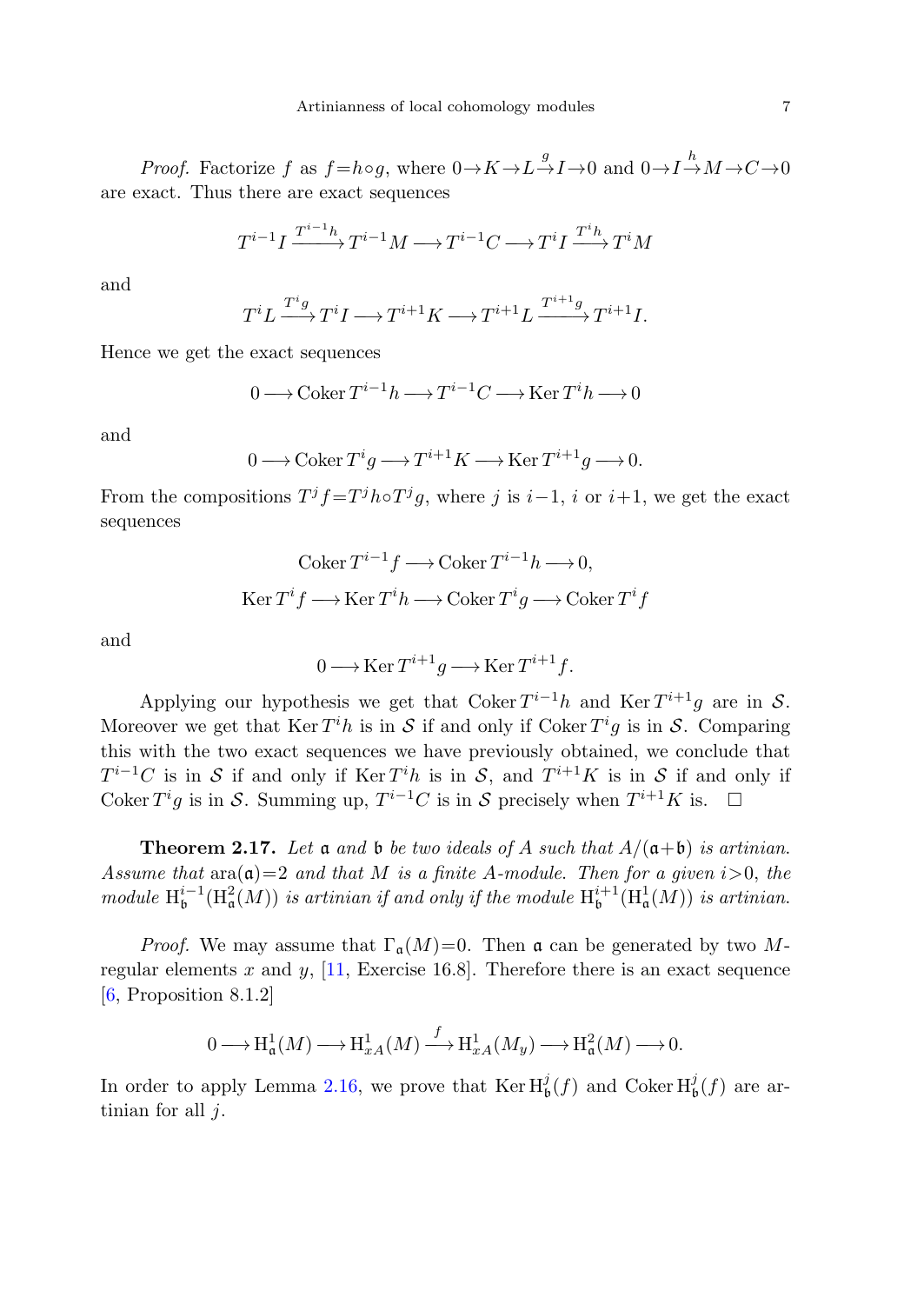*Proof.* Factorize $f$ as $f=h\circ g$, where $0\to K\to L\xrightarrow{g} I\to 0$ and $0\to I\xrightarrow{h} M\to C\to 0$ are exact. Thus there are exact sequences

$$T^{i-1}I \xrightarrow{T^{i-1}h} T^{i-1}M \longrightarrow T^{i-1}C \longrightarrow T^iI \xrightarrow{T^ih} T^iM$$

and

$$T^iL \xrightarrow{T^ig} T^iI \longrightarrow T^{i+1}K \longrightarrow T^{i+1}L \xrightarrow{T^{i+1}g} T^{i+1}I.$$

Hence we get the exact sequences

$$0 \longrightarrow \operatorname{Coker} T^{i-1}h \longrightarrow T^{i-1}C \longrightarrow \operatorname{Ker} T^ih \longrightarrow 0$$

and

$$0 \longrightarrow \operatorname{Coker} T^ig \longrightarrow T^{i+1}K \longrightarrow \operatorname{Ker} T^{i+1}g \longrightarrow 0.$$

From the compositions $T^jf=T^jh\circ T^jg$, where $j$ is $i-1$, $i$ or $i+1$, we get the exact sequences

$$\operatorname{Coker} T^{i-1}f \longrightarrow \operatorname{Coker} T^{i-1}h \longrightarrow 0,$$

$$\operatorname{Ker} T^if \longrightarrow \operatorname{Ker} T^ih \longrightarrow \operatorname{Coker} T^ig \longrightarrow \operatorname{Coker} T^if$$

and

$$0 \longrightarrow \operatorname{Ker} T^{i+1}g \longrightarrow \operatorname{Ker} T^{i+1}f.$$

Applying our hypothesis we get that $\operatorname{Coker} T^{i-1}h$ and $\operatorname{Ker} T^{i+1}g$ are in $\mathcal{S}$. Moreover we get that $\operatorname{Ker} T^ih$ is in $\mathcal{S}$ if and only if $\operatorname{Coker} T^ig$ is in $\mathcal{S}$. Comparing this with the two exact sequences we have previously obtained, we conclude that $T^{i-1}C$ is in $\mathcal{S}$ if and only if $\operatorname{Ker} T^ih$ is in $\mathcal{S}$, and $T^{i+1}K$ is in $\mathcal{S}$ if and only if $\operatorname{Coker} T^ig$ is in $\mathcal{S}$. Summing up, $T^{i-1}C$ is in $\mathcal{S}$ precisely when $T^{i+1}K$ is. $\square$

**Theorem 2.17.** *Let $\mathfrak{a}$ and $\mathfrak{b}$ be two ideals of $A$ such that $A/(\mathfrak{a}+\mathfrak{b})$ is artinian. Assume that $\operatorname{ara}(\mathfrak{a})=2$ and that $M$ is a finite $A$-module. Then for a given $i>0$, the module $\mathrm{H}^{i-1}_{\mathfrak{b}}(\mathrm{H}^2_{\mathfrak{a}}(M))$ is artinian if and only if the module $\mathrm{H}^{i+1}_{\mathfrak{b}}(\mathrm{H}^1_{\mathfrak{a}}(M))$ is artinian.*

*Proof.* We may assume that $\Gamma_{\mathfrak{a}}(M)=0$. Then $\mathfrak{a}$ can be generated by two $M$-regular elements $x$ and $y$, [11, Exercise 16.8]. Therefore there is an exact sequence [6, Proposition 8.1.2]

$$0 \longrightarrow \mathrm{H}^1_{\mathfrak{a}}(M) \longrightarrow \mathrm{H}^1_{xA}(M) \xrightarrow{f} \mathrm{H}^1_{xA}(M_y) \longrightarrow \mathrm{H}^2_{\mathfrak{a}}(M) \longrightarrow 0.$$

In order to apply Lemma 2.16, we prove that $\operatorname{Ker} \mathrm{H}^j_{\mathfrak{b}}(f)$ and $\operatorname{Coker} \mathrm{H}^j_{\mathfrak{b}}(f)$ are artinian for all $j$.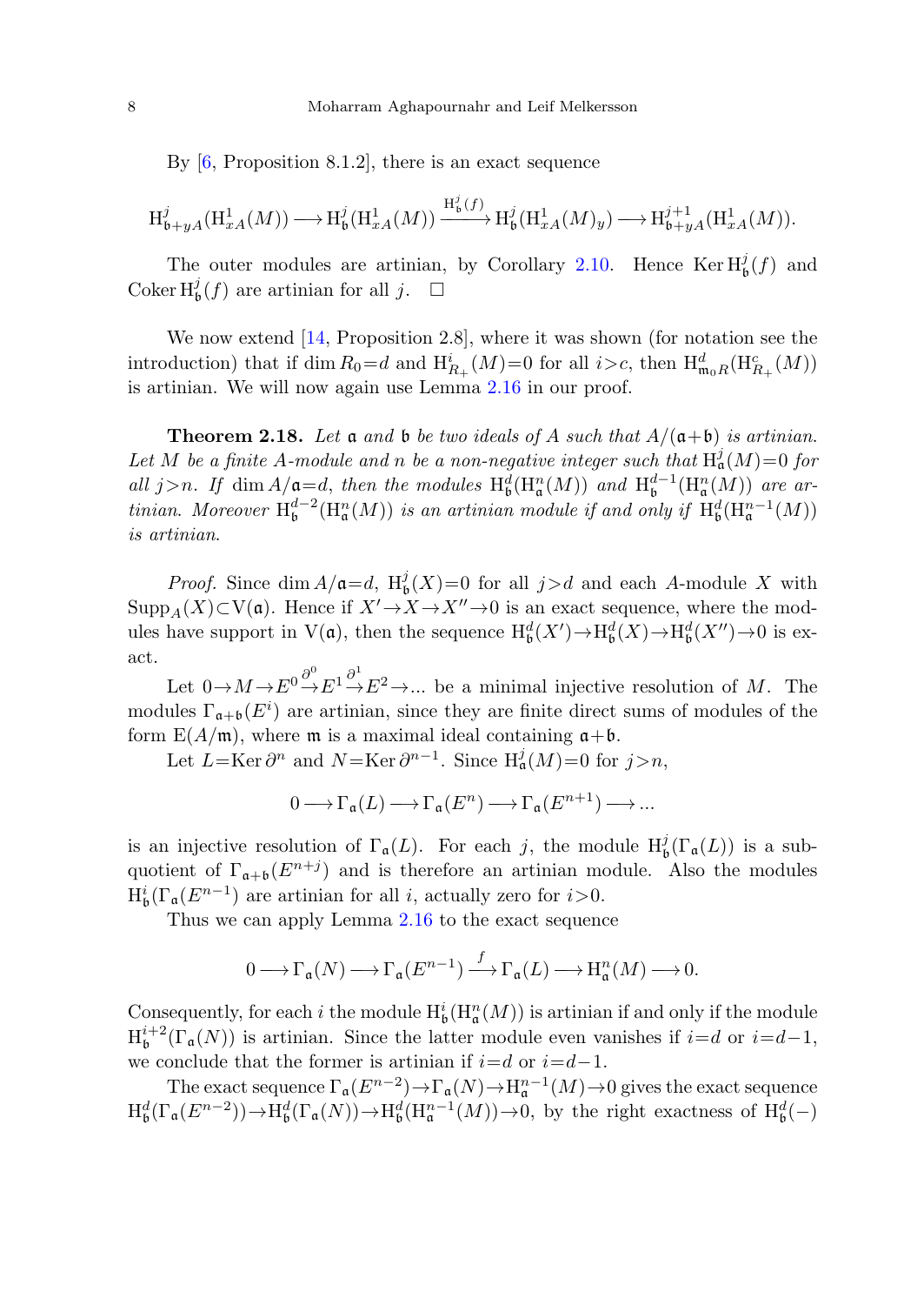By [6, Proposition 8.1.2], there is an exact sequence

$$\mathrm{H}^j_{\mathfrak{b}+yA}(\mathrm{H}^1_{xA}(M)) \longrightarrow \mathrm{H}^j_{\mathfrak{b}}(\mathrm{H}^1_{xA}(M)) \xrightarrow{\mathrm{H}^j_{\mathfrak{b}}(f)} \mathrm{H}^j_{\mathfrak{b}}(\mathrm{H}^1_{xA}(M)_y) \longrightarrow \mathrm{H}^{j+1}_{\mathfrak{b}+yA}(\mathrm{H}^1_{xA}(M)).$$

The outer modules are artinian, by Corollary 2.10. Hence $\operatorname{Ker} \mathrm{H}^j_{\mathfrak{b}}(f)$ and $\operatorname{Coker} \mathrm{H}^j_{\mathfrak{b}}(f)$ are artinian for all $j$. $\square$

We now extend [14, Proposition 2.8], where it was shown (for notation see the introduction) that if $\dim R_0 = d$ and $\mathrm{H}^i_{R_+}(M)=0$ for all $i>c$, then $\mathrm{H}^d_{\mathfrak{m}_0 R}(\mathrm{H}^c_{R_+}(M))$ is artinian. We will now again use Lemma 2.16 in our proof.

**Theorem 2.18.** *Let $\mathfrak{a}$ and $\mathfrak{b}$ be two ideals of $A$ such that $A/(\mathfrak{a}+\mathfrak{b})$ is artinian. Let $M$ be a finite $A$-module and $n$ be a non-negative integer such that $\mathrm{H}^j_{\mathfrak{a}}(M)=0$ for all $j>n$. If $\dim A/\mathfrak{a}=d$, then the modules $\mathrm{H}^d_{\mathfrak{b}}(\mathrm{H}^n_{\mathfrak{a}}(M))$ and $\mathrm{H}^{d-1}_{\mathfrak{b}}(\mathrm{H}^n_{\mathfrak{a}}(M))$ are artinian. Moreover $\mathrm{H}^{d-2}_{\mathfrak{b}}(\mathrm{H}^n_{\mathfrak{a}}(M))$ is an artinian module if and only if $\mathrm{H}^d_{\mathfrak{b}}(\mathrm{H}^{n-1}_{\mathfrak{a}}(M))$ is artinian.*

*Proof.* Since $\dim A/\mathfrak{a}=d$, $\mathrm{H}^j_{\mathfrak{b}}(X)=0$ for all $j>d$ and each $A$-module $X$ with $\operatorname{Supp}_A(X) \subset \mathrm{V}(\mathfrak{a})$. Hence if $X' \to X \to X'' \to 0$ is an exact sequence, where the modules have support in $\mathrm{V}(\mathfrak{a})$, then the sequence $\mathrm{H}^d_{\mathfrak{b}}(X') \to \mathrm{H}^d_{\mathfrak{b}}(X) \to \mathrm{H}^d_{\mathfrak{b}}(X'') \to 0$ is exact.

Let $0 \to M \to E^0 \xrightarrow{\partial^0} E^1 \xrightarrow{\partial^1} E^2 \to \ldots$ be a minimal injective resolution of $M$. The modules $\Gamma_{\mathfrak{a}+\mathfrak{b}}(E^i)$ are artinian, since they are finite direct sums of modules of the form $\mathrm{E}(A/\mathfrak{m})$, where $\mathfrak{m}$ is a maximal ideal containing $\mathfrak{a}+\mathfrak{b}$.

Let $L = \operatorname{Ker} \partial^n$ and $N = \operatorname{Ker} \partial^{n-1}$. Since $\mathrm{H}^j_{\mathfrak{a}}(M)=0$ for $j>n$,

$$0 \longrightarrow \Gamma_{\mathfrak{a}}(L) \longrightarrow \Gamma_{\mathfrak{a}}(E^n) \longrightarrow \Gamma_{\mathfrak{a}}(E^{n+1}) \longrightarrow \ldots$$

is an injective resolution of $\Gamma_{\mathfrak{a}}(L)$. For each $j$, the module $\mathrm{H}^j_{\mathfrak{b}}(\Gamma_{\mathfrak{a}}(L))$ is a subquotient of $\Gamma_{\mathfrak{a}+\mathfrak{b}}(E^{n+j})$ and is therefore an artinian module. Also the modules $\mathrm{H}^i_{\mathfrak{b}}(\Gamma_{\mathfrak{a}}(E^{n-1}))$ are artinian for all $i$, actually zero for $i>0$.

Thus we can apply Lemma 2.16 to the exact sequence

$$0 \longrightarrow \Gamma_{\mathfrak{a}}(N) \longrightarrow \Gamma_{\mathfrak{a}}(E^{n-1}) \xrightarrow{f} \Gamma_{\mathfrak{a}}(L) \longrightarrow \mathrm{H}^n_{\mathfrak{a}}(M) \longrightarrow 0.$$

Consequently, for each $i$ the module $\mathrm{H}^i_{\mathfrak{b}}(\mathrm{H}^n_{\mathfrak{a}}(M))$ is artinian if and only if the module $\mathrm{H}^{i+2}_{\mathfrak{b}}(\Gamma_{\mathfrak{a}}(N))$ is artinian. Since the latter module even vanishes if $i=d$ or $i=d-1$, we conclude that the former is artinian if $i=d$ or $i=d-1$.

The exact sequence $\Gamma_{\mathfrak{a}}(E^{n-2}) \to \Gamma_{\mathfrak{a}}(N) \to \mathrm{H}^{n-1}_{\mathfrak{a}}(M) \to 0$ gives the exact sequence $\mathrm{H}^d_{\mathfrak{b}}(\Gamma_{\mathfrak{a}}(E^{n-2})) \to \mathrm{H}^d_{\mathfrak{b}}(\Gamma_{\mathfrak{a}}(N)) \to \mathrm{H}^d_{\mathfrak{b}}(\mathrm{H}^{n-1}_{\mathfrak{a}}(M)) \to 0$, by the right exactness of $\mathrm{H}^d_{\mathfrak{b}}(-)$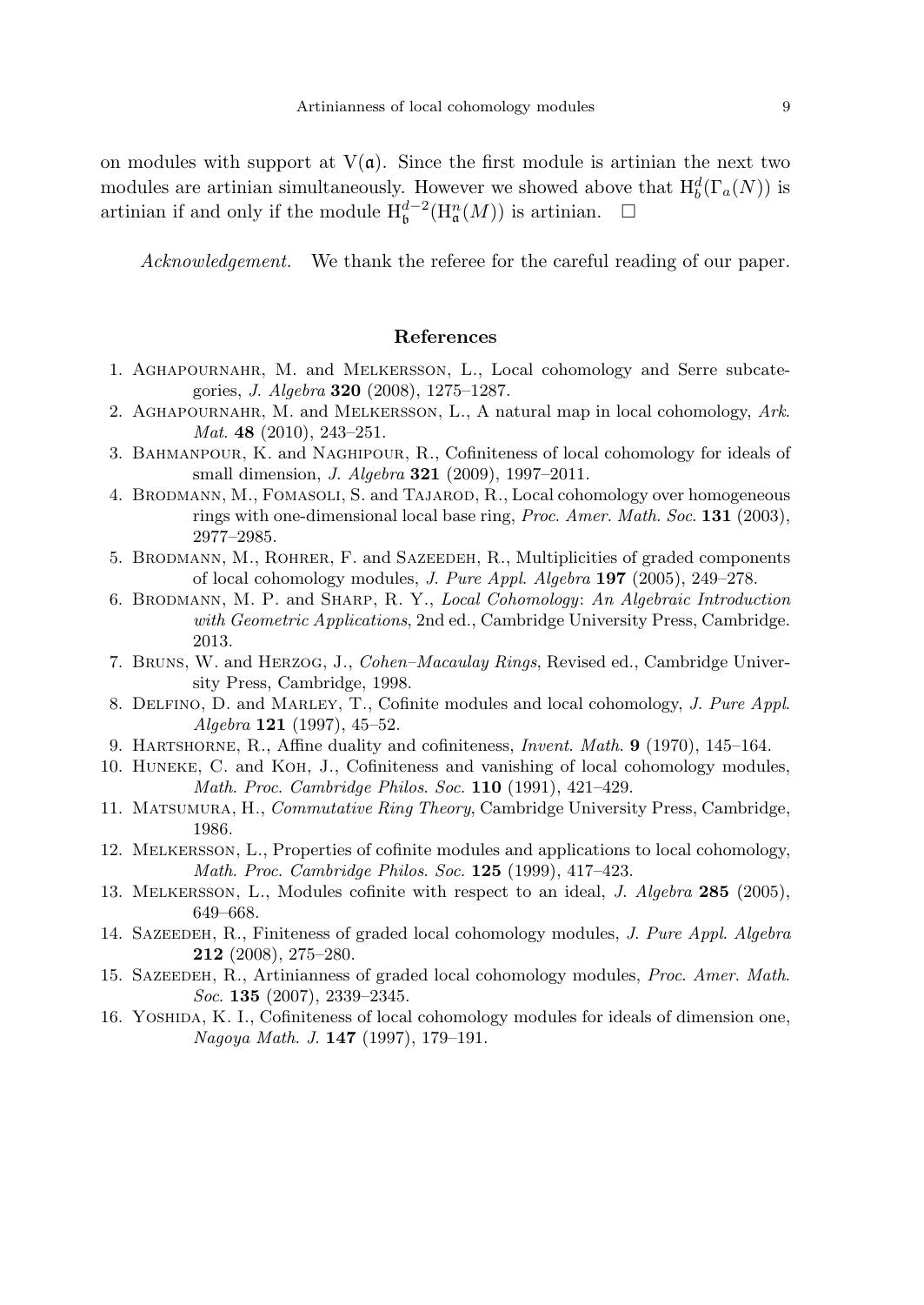on modules with support at $\mathrm{V}(\mathfrak{a})$. Since the first module is artinian the next two modules are artinian simultaneously. However we showed above that $\mathrm{H}^d_b(\Gamma_a(N))$ is artinian if and only if the module $\mathrm{H}^{d-2}_{\mathfrak{b}}(\mathrm{H}^n_{\mathfrak{a}}(M))$ is artinian. $\square$

*Acknowledgement.* We thank the referee for the careful reading of our paper.

## References

1. Aghapournahr, M. and Melkersson, L., Local cohomology and Serre subcategories, *J. Algebra* **320** (2008), 1275–1287.
2. Aghapournahr, M. and Melkersson, L., A natural map in local cohomology, *Ark. Mat.* **48** (2010), 243–251.
3. Bahmanpour, K. and Naghipour, R., Cofiniteness of local cohomology for ideals of small dimension, *J. Algebra* **321** (2009), 1997–2011.
4. Brodmann, M., Fomasoli, S. and Tajarod, R., Local cohomology over homogeneous rings with one-dimensional local base ring, *Proc. Amer. Math. Soc.* **131** (2003), 2977–2985.
5. Brodmann, M., Rohrer, F. and Sazeedeh, R., Multiplicities of graded components of local cohomology modules, *J. Pure Appl. Algebra* **197** (2005), 249–278.
6. Brodmann, M. P. and Sharp, R. Y., *Local Cohomology: An Algebraic Introduction with Geometric Applications*, 2nd ed., Cambridge University Press, Cambridge. 2013.
7. Bruns, W. and Herzog, J., *Cohen–Macaulay Rings*, Revised ed., Cambridge University Press, Cambridge, 1998.
8. Delfino, D. and Marley, T., Cofinite modules and local cohomology, *J. Pure Appl. Algebra* **121** (1997), 45–52.
9. Hartshorne, R., Affine duality and cofiniteness, *Invent. Math.* **9** (1970), 145–164.
10. Huneke, C. and Koh, J., Cofiniteness and vanishing of local cohomology modules, *Math. Proc. Cambridge Philos. Soc.* **110** (1991), 421–429.
11. Matsumura, H., *Commutative Ring Theory*, Cambridge University Press, Cambridge, 1986.
12. Melkersson, L., Properties of cofinite modules and applications to local cohomology, *Math. Proc. Cambridge Philos. Soc.* **125** (1999), 417–423.
13. Melkersson, L., Modules cofinite with respect to an ideal, *J. Algebra* **285** (2005), 649–668.
14. Sazeedeh, R., Finiteness of graded local cohomology modules, *J. Pure Appl. Algebra* **212** (2008), 275–280.
15. Sazeedeh, R., Artinianness of graded local cohomology modules, *Proc. Amer. Math. Soc.* **135** (2007), 2339–2345.
16. Yoshida, K. I., Cofiniteness of local cohomology modules for ideals of dimension one, *Nagoya Math. J.* **147** (1997), 179–191.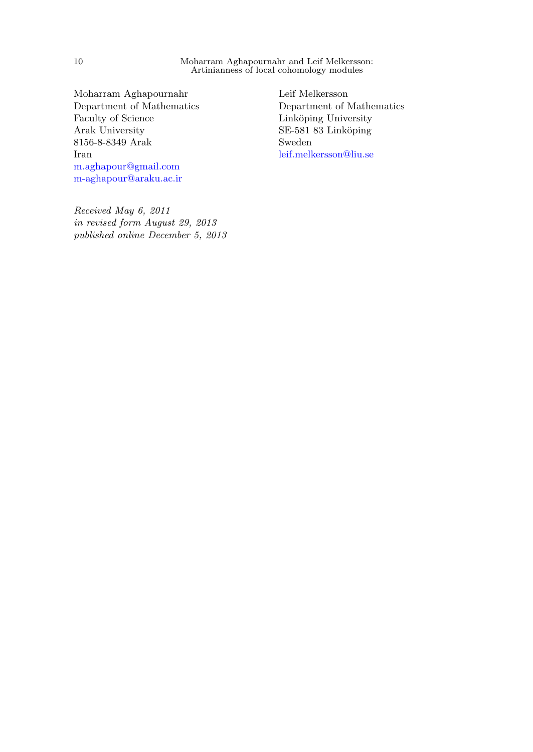Moharram Aghapournahr
Department of Mathematics
Faculty of Science
Arak University
8156-8-8349 Arak
Iran
m.aghapour@gmail.com
m-aghapour@araku.ac.ir

Leif Melkersson
Department of Mathematics
Linköping University
SE-581 83 Linköping
Sweden
leif.melkersson@liu.se

*Received May 6, 2011*
*in revised form August 29, 2013*
*published online December 5, 2013*